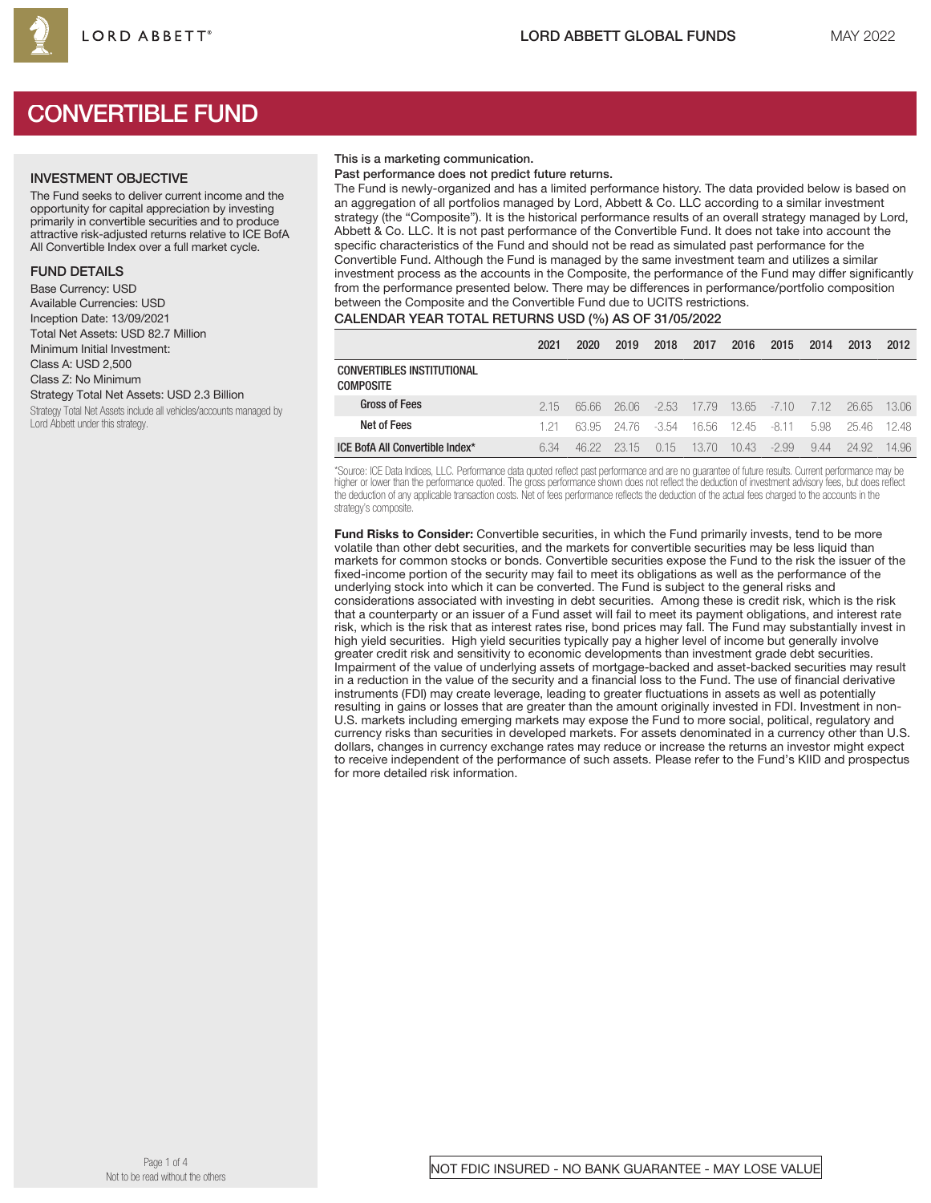# CONVERTIBLE FUND

LORD ABBETT GLOBAL FUNDS

MAY 2022

## INVESTMENT OBJECTIVE

The Fund seeks to deliver current income and the opportunity for capital appreciation by investing primarily in convertible securities and to produce attractive risk-adjusted returns relative to ICE BofA All Convertible Index over a full market cycle.

## FUND DETAILS

Base Currency: USD
Available Currencies: USD
Inception Date: 13/09/2021
Total Net Assets: USD 82.7 Million
Minimum Initial Investment:
Class A: USD 2,500
Class Z: No Minimum
Strategy Total Net Assets: USD 2.3 Billion

Strategy Total Net Assets include all vehicles/accounts managed by Lord Abbett under this strategy.

**This is a marketing communication.**

**Past performance does not predict future returns.**

The Fund is newly-organized and has a limited performance history. The data provided below is based on an aggregation of all portfolios managed by Lord, Abbett & Co. LLC according to a similar investment strategy (the "Composite"). It is the historical performance results of an overall strategy managed by Lord, Abbett & Co. LLC. It is not past performance of the Convertible Fund. It does not take into account the specific characteristics of the Fund and should not be read as simulated past performance for the Convertible Fund. Although the Fund is managed by the same investment team and utilizes a similar investment process as the accounts in the Composite, the performance of the Fund may differ significantly from the performance presented below. There may be differences in performance/portfolio composition between the Composite and the Convertible Fund due to UCITS restrictions.

## CALENDAR YEAR TOTAL RETURNS USD (%) AS OF 31/05/2022

| | 2021 | 2020 | 2019 | 2018 | 2017 | 2016 | 2015 | 2014 | 2013 | 2012 |
|---|---|---|---|---|---|---|---|---|---|---|
| **CONVERTIBLES INSTITUTIONAL COMPOSITE** | | | | | | | | | | |
| Gross of Fees | 2.15 | 65.66 | 26.06 | -2.53 | 17.79 | 13.65 | -7.10 | 7.12 | 26.65 | 13.06 |
| Net of Fees | 1.21 | 63.95 | 24.76 | -3.54 | 16.56 | 12.45 | -8.11 | 5.98 | 25.46 | 12.48 |
| **ICE BofA All Convertible Index*** | 6.34 | 46.22 | 23.15 | 0.15 | 13.70 | 10.43 | -2.99 | 9.44 | 24.92 | 14.96 |

*Source: ICE Data Indices, LLC. Performance data quoted reflect past performance and are no guarantee of future results. Current performance may be higher or lower than the performance quoted. The gross performance shown does not reflect the deduction of investment advisory fees, but does reflect the deduction of any applicable transaction costs. Net of fees performance reflects the deduction of the actual fees charged to the accounts in the strategy's composite.

**Fund Risks to Consider:** Convertible securities, in which the Fund primarily invests, tend to be more volatile than other debt securities, and the markets for convertible securities may be less liquid than markets for common stocks or bonds. Convertible securities expose the Fund to the risk the issuer of the fixed-income portion of the security may fail to meet its obligations as well as the performance of the underlying stock into which it can be converted. The Fund is subject to the general risks and considerations associated with investing in debt securities. Among these is credit risk, which is the risk that a counterparty or an issuer of a Fund asset will fail to meet its payment obligations, and interest rate risk, which is the risk that as interest rates rise, bond prices may fall. The Fund may substantially invest in high yield securities. High yield securities typically pay a higher level of income but generally involve greater credit risk and sensitivity to economic developments than investment grade debt securities. Impairment of the value of underlying assets of mortgage-backed and asset-backed securities may result in a reduction in the value of the security and a financial loss to the Fund. The use of financial derivative instruments (FDI) may create leverage, leading to greater fluctuations in assets as well as potentially resulting in gains or losses that are greater than the amount originally invested in FDI. Investment in non-U.S. markets including emerging markets may expose the Fund to more social, political, regulatory and currency risks than securities in developed markets. For assets denominated in a currency other than U.S. dollars, changes in currency exchange rates may reduce or increase the returns an investor might expect to receive independent of the performance of such assets. Please refer to the Fund's KIID and prospectus for more detailed risk information.

Not to be read without the others

NOT FDIC INSURED - NO BANK GUARANTEE - MAY LOSE VALUE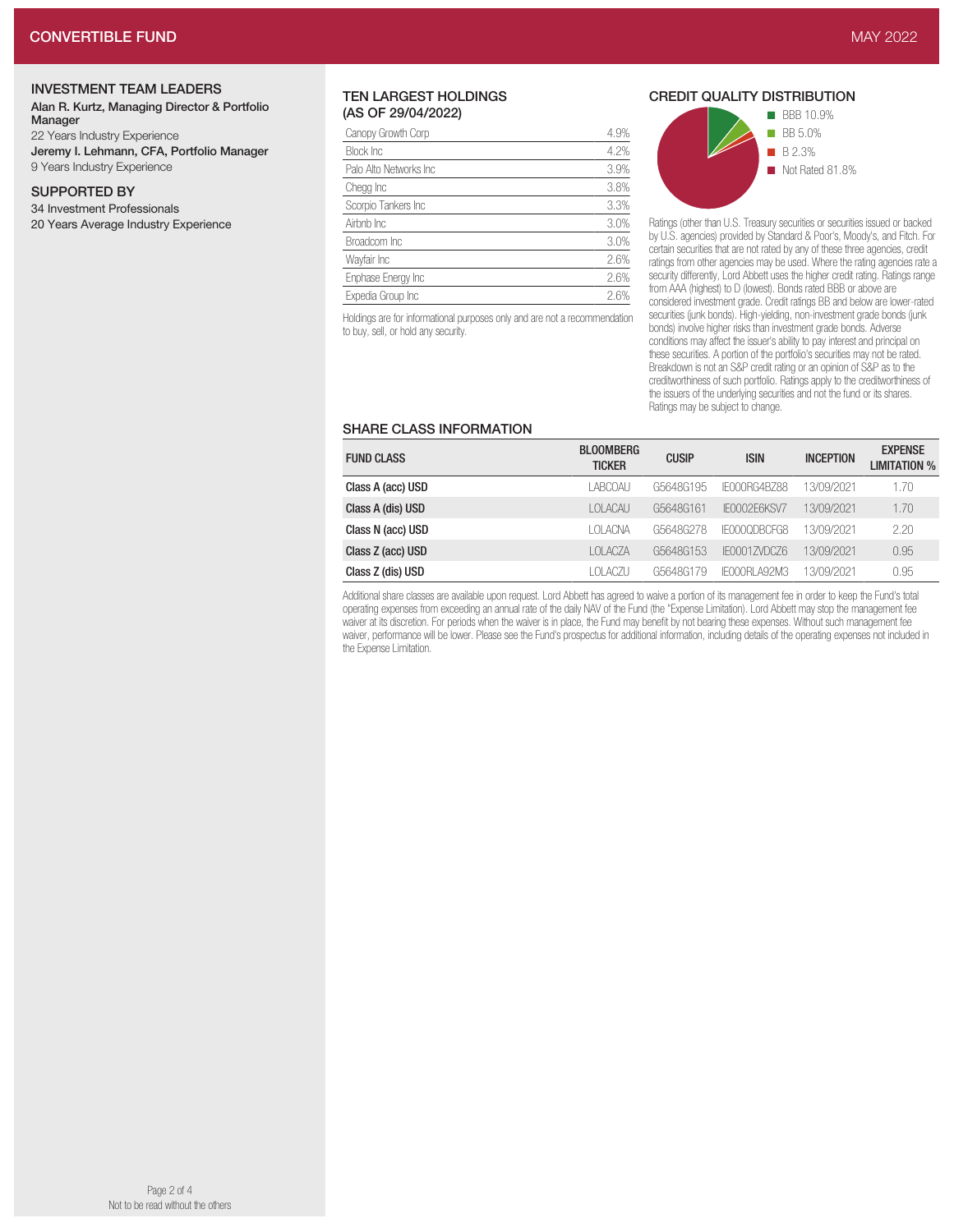## INVESTMENT TEAM LEADERS

**Alan R. Kurtz, Managing Director & Portfolio Manager**
22 Years Industry Experience

**Jeremy I. Lehmann, CFA, Portfolio Manager**
9 Years Industry Experience

## SUPPORTED BY

34 Investment Professionals
20 Years Average Industry Experience

## TEN LARGEST HOLDINGS (AS OF 29/04/2022)

| | |
|---|---|
| Canopy Growth Corp | 4.9% |
| Block Inc | 4.2% |
| Palo Alto Networks Inc | 3.9% |
| Chegg Inc | 3.8% |
| Scorpio Tankers Inc | 3.3% |
| Airbnb Inc | 3.0% |
| Broadcom Inc | 3.0% |
| Wayfair Inc | 2.6% |
| Enphase Energy Inc | 2.6% |
| Expedia Group Inc | 2.6% |

Holdings are for informational purposes only and are not a recommendation to buy, sell, or hold any security.

## CREDIT QUALITY DISTRIBUTION

BBB 10.9%
BB 5.0%
B 2.3%
Not Rated 81.8%

Ratings (other than U.S. Treasury securities or securities issued or backed by U.S. agencies) provided by Standard & Poor's, Moody's, and Fitch. For certain securities that are not rated by any of these three agencies, credit ratings from other agencies may be used. Where the rating agencies rate a security differently, Lord Abbett uses the higher credit rating. Ratings range from AAA (highest) to D (lowest). Bonds rated BBB or above are considered investment grade. Credit ratings BB and below are lower-rated securities (junk bonds). High-yielding, non-investment grade bonds (junk bonds) involve higher risks than investment grade bonds. Adverse conditions may affect the issuer's ability to pay interest and principal on these securities. A portion of the portfolio's securities may not be rated. Breakdown is not an S&P credit rating or an opinion of S&P as to the creditworthiness of such portfolio. Ratings apply to the creditworthiness of the issuers of the underlying securities and not the fund or its shares. Ratings may be subject to change.

## SHARE CLASS INFORMATION

| FUND CLASS | BLOOMBERG TICKER | CUSIP | ISIN | INCEPTION | EXPENSE LIMITATION % |
|---|---|---|---|---|---|
| **Class A (acc) USD** | LABCOAU | G5648G195 | IE000RG4BZ88 | 13/09/2021 | 1.70 |
| **Class A (dis) USD** | LOLACAU | G5648G161 | IE0002E6KSV7 | 13/09/2021 | 1.70 |
| **Class N (acc) USD** | LOLACNA | G5648G278 | IE000QDBCFG8 | 13/09/2021 | 2.20 |
| **Class Z (acc) USD** | LOLACZA | G5648G153 | IE0001ZVDCZ6 | 13/09/2021 | 0.95 |
| **Class Z (dis) USD** | LOLACZU | G5648G179 | IE000RLA92M3 | 13/09/2021 | 0.95 |

Additional share classes are available upon request. Lord Abbett has agreed to waive a portion of its management fee in order to keep the Fund's total operating expenses from exceeding an annual rate of the daily NAV of the Fund (the "Expense Limitation). Lord Abbett may stop the management fee waiver at its discretion. For periods when the waiver is in place, the Fund may benefit by not bearing these expenses. Without such management fee waiver, performance will be lower. Please see the Fund's prospectus for additional information, including details of the operating expenses not included in the Expense Limitation.

Not to be read without the others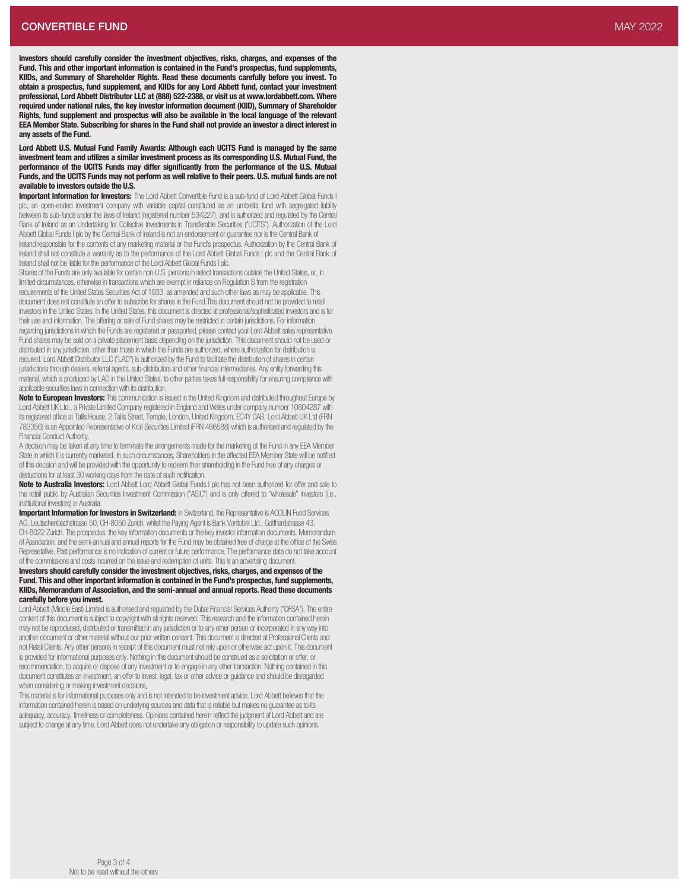**Investors should carefully consider the investment objectives, risks, charges, and expenses of the Fund. This and other important information is contained in the Fund's prospectus, fund supplements, KIIDs, and Summary of Shareholder Rights. Read these documents carefully before you invest. To obtain a prospectus, fund supplement, and KIIDs for any Lord Abbett fund, contact your investment professional, Lord Abbett Distributor LLC at (888) 522-2388, or visit us at www.lordabbett.com. Where required under national rules, the key investor information document (KIID), Summary of Shareholder Rights, fund supplement and prospectus will also be available in the local language of the relevant EEA Member State. Subscribing for shares in the Fund shall not provide an investor a direct interest in any assets of the Fund.**

**Lord Abbett U.S. Mutual Fund Family Awards: Although each UCITS Fund is managed by the same investment team and utilizes a similar investment process as its corresponding U.S. Mutual Fund, the performance of the UCITS Funds may differ significantly from the performance of the U.S. Mutual Funds, and the UCITS Funds may not perform as well relative to their peers. U.S. mutual funds are not available to investors outside the U.S.**

**Important Information for Investors:** The Lord Abbett Convertible Fund is a sub-fund of Lord Abbett Global Funds I plc, an open-ended investment company with variable capital constituted as an umbrella fund with segregated liability between its sub-funds under the laws of Ireland (registered number 534227), and is authorized and regulated by the Central Bank of Ireland as an Undertaking for Collective Investments in Transferable Securities ("UCITS"). Authorization of the Lord Abbett Global Funds I plc by the Central Bank of Ireland is not an endorsement or guarantee nor is the Central Bank of Ireland responsible for the contents of any marketing material or the Fund's prospectus. Authorization by the Central Bank of Ireland shall not constitute a warranty as to the performance of the Lord Abbett Global Funds I plc and the Central Bank of Ireland shall not be liable for the performance of the Lord Abbett Global Funds I plc.

Shares of the Funds are only available for certain non-U.S. persons in select transactions outside the United States, or, in limited circumstances, otherwise in transactions which are exempt in reliance on Regulation S from the registration requirements of the United States Securities Act of 1933, as amended and such other laws as may be applicable. This document does not constitute an offer to subscribe for shares in the Fund.This document should not be provided to retail investors in the United States. In the United States, this document is directed at professional/sophisticated investors and is for their use and information. The offering or sale of Fund shares may be restricted in certain jurisdictions. For information regarding jurisdictions in which the Funds are registered or passported, please contact your Lord Abbett sales representative. Fund shares may be sold on a private placement basis depending on the jurisdiction. This document should not be used or distributed in any jurisdiction, other than those in which the Funds are authorized, where authorization for distribution is required. Lord Abbett Distributor LLC ("LAD") is authorized by the Fund to facilitate the distribution of shares in certain jurisdictions through dealers, referral agents, sub-distributors and other financial intermediaries. Any entity forwarding this material, which is produced by LAD in the United States, to other parties takes full responsibility for ensuring compliance with applicable securities laws in connection with its distribution.

**Note to European Investors:** This communication is issued in the United Kingdom and distributed throughout Europe by Lord Abbett UK Ltd., a Private Limited Company registered in England and Wales under company number 10804287 with its registered office at Tallis House, 2 Tallis Street, Temple, London, United Kingdom, EC4Y 0AB. Lord Abbett UK Ltd (FRN 783356) is an Appointed Representative of Kroll Securities Limited (FRN 466588) which is authorised and regulated by the Financial Conduct Authority.

A decision may be taken at any time to terminate the arrangements made for the marketing of the Fund in any EEA Member State in which it is currently marketed. In such circumstances, Shareholders in the affected EEA Member State will be notified of this decision and will be provided with the opportunity to redeem their shareholding in the Fund free of any charges or deductions for at least 30 working days from the date of such notification.

**Note to Australia Investors:** Lord Abbett Lord Abbett Global Funds I plc has not been authorized for offer and sale to the retail public by Australian Securities Investment Commission ("ASIC") and is only offered to "wholesale" investors (i.e., institutional investors) in Australia.

**Important Information for Investors in Switzerland:** In Switzerland, the Representative is ACOLIN Fund Services AG, Leutschenbachstrasse 50, CH-8050 Zurich, whilst the Paying Agent is Bank Vontobel Ltd., Gotthardstrasse 43, CH-8022 Zurich. The prospectus, the key information documents or the key investor information documents, Memorandum of Association, and the semi-annual and annual reports for the Fund may be obtained free of charge at the office of the Swiss Represetative. Past performance is no indication of current or future performance. The performance data do not take account of the commissions and costs incurred on the issue and redemption of units. This is an advertising document.

**Investors should carefully consider the investment objectives, risks, charges, and expenses of the Fund. This and other important information is contained in the Fund's prospectus, fund supplements, KIIDs, Memorandum of Association, and the semi-annual and annual reports. Read these documents carefully before you invest.**

Lord Abbett (Middle East) Limited is authorised and regulated by the Dubai Financial Services Authority ("DFSA"). The entire content of this document is subject to copyright with all rights reserved. This research and the information contained herein may not be reproduced, distributed or transmitted in any jurisdiction or to any other person or incorporated in any way into another document or other material without our prior written consent. This document is directed at Professional Clients and not Retail Clients. Any other persons in receipt of this document must not rely upon or otherwise act upon it. This document is provided for informational purposes only. Nothing in this document should be construed as a solicitation or offer, or recommendation, to acquire or dispose of any investment or to engage in any other transaction. Nothing contained in this document constitutes an investment, an offer to invest, legal, tax or other advice or guidance and should be disregarded when considering or making investment decisions.

This material is for informational purposes only and is not intended to be investment advice. Lord Abbett believes that the information contained herein is based on underlying sources and data that is reliable but makes no guarantee as to its adequacy, accuracy, timeliness or completeness. Opinions contained herein reflect the judgment of Lord Abbett and are subject to change at any time. Lord Abbett does not undertake any obligation or responsibility to update such opinions.

Not to be read without the others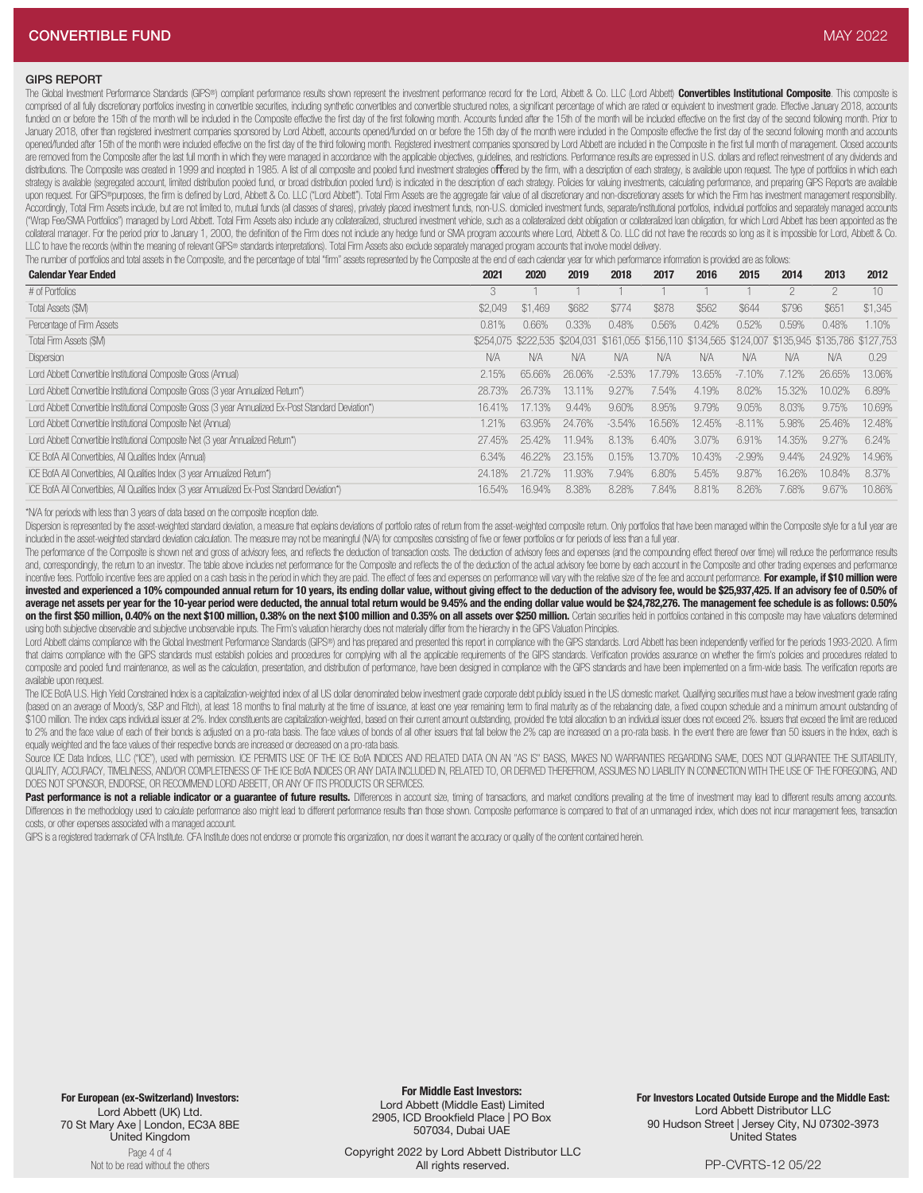## GIPS REPORT

The Global Investment Performance Standards (GIPS®) compliant performance results shown represent the investment performance record for the Lord, Abbett & Co. LLC (Lord Abbett) **Convertibles Institutional Composite**. This composite is comprised of all fully discretionary portfolios investing in convertible securities, including synthetic convertibles and convertible structured notes, a significant percentage of which are rated or equivalent to investment grade. Effective January 2018, accounts funded on or before the 15th of the month will be included in the Composite effective the first day of the first following month. Accounts funded after the 15th of the month will be included effective on the first day of the second following month. Prior to January 2018, other than registered investment companies sponsored by Lord Abbett, accounts opened/funded on or before the 15th day of the month were included in the Composite effective the first day of the second following month and accounts opened/funded after 15th of the month were included effective on the first day of the third following month. Registered investment companies sponsored by Lord Abbett are included in the Composite in the first full month of management. Closed accounts are removed from the Composite after the last full month in which they were managed in accordance with the applicable objectives, guidelines, and restrictions. Performance results are expressed in U.S. dollars and reflect reinvestment of any dividends and distributions. The Composite was created in 1999 and incepted in 1985. A list of all composite and pooled fund investment strategies offered by the firm, with a description of each strategy, is available upon request. The type of portfolios in which each strategy is available (segregated account, limited distribution pooled fund, or broad distribution pooled fund) is indicated in the description of each strategy. Policies for valuing investments, calculating performance, and preparing GIPS Reports are available upon request. For GIPS® purposes, the firm is defined by Lord, Abbett & Co. LLC ("Lord Abbett"). Total Firm Assets are the aggregate fair value of all discretionary and non-discretionary assets for which the Firm has investment management responsibility. Accordingly, Total Firm Assets include, but are not limited to, mutual funds (all classes of shares), privately placed investment funds, non-U.S. domiciled investment funds, separate/institutional portfolios, individual portfolios and separately managed accounts ("Wrap Fee/SMA Portfolios") managed by Lord Abbett. Total Firm Assets also include any collateralized, structured investment vehicle, such as a collateralized debt obligation or collateralized loan obligation, for which Lord Abbett has been appointed as the collateral manager. For the period prior to January 1, 2000, the definition of the Firm does not include any hedge fund or SMA program accounts where Lord, Abbett & Co. LLC did not have the records so long as it is impossible for Lord, Abbett & Co. LLC to have the records (within the meaning of relevant GIPS® standards interpretations). Total Firm Assets also exclude separately managed program accounts that involve model delivery.

The number of portfolios and total assets in the Composite, and the percentage of total "firm" assets represented by the Composite at the end of each calendar year for which performance information is provided are as follows:

| Calendar Year Ended | 2021 | 2020 | 2019 | 2018 | 2017 | 2016 | 2015 | 2014 | 2013 | 2012 |
|---|---|---|---|---|---|---|---|---|---|---|
| # of Portfolios | 3 | 1 | 1 | 1 | 1 | 1 | 1 | 2 | 2 | 10 |
| Total Assets ($M) | $2,049 | $1,469 | $682 | $774 | $878 | $562 | $644 | $796 | $651 | $1,345 |
| Percentage of Firm Assets | 0.81% | 0.66% | 0.33% | 0.48% | 0.56% | 0.42% | 0.52% | 0.59% | 0.48% | 1.10% |
| Total Firm Assets ($M) | $254,075 | $222,535 | $204,031 | $161,055 | $156,110 | $134,565 | $124,007 | $135,945 | $135,786 | $127,753 |
| Dispersion | N/A | N/A | N/A | N/A | N/A | N/A | N/A | N/A | N/A | 0.29 |
| Lord Abbett Convertible Institutional Composite Gross (Annual) | 2.15% | 65.66% | 26.06% | -2.53% | 17.79% | 13.65% | -7.10% | 7.12% | 26.65% | 13.06% |
| Lord Abbett Convertible Institutional Composite Gross (3 year Annualized Return*) | 28.73% | 26.73% | 13.11% | 9.27% | 7.54% | 4.19% | 8.02% | 15.32% | 10.02% | 6.89% |
| Lord Abbett Convertible Institutional Composite Gross (3 year Annualized Ex-Post Standard Deviation*) | 16.41% | 17.13% | 9.44% | 9.60% | 8.95% | 9.79% | 9.05% | 8.03% | 9.75% | 10.69% |
| Lord Abbett Convertible Institutional Composite Net (Annual) | 1.21% | 63.95% | 24.76% | -3.54% | 16.56% | 12.45% | -8.11% | 5.98% | 25.46% | 12.48% |
| Lord Abbett Convertible Institutional Composite Net (3 year Annualized Return*) | 27.45% | 25.42% | 11.94% | 8.13% | 6.40% | 3.07% | 6.91% | 14.35% | 9.27% | 6.24% |
| ICE BofA All Convertibles, All Qualities Index (Annual) | 6.34% | 46.22% | 23.15% | 0.15% | 13.70% | 10.43% | -2.99% | 9.44% | 24.92% | 14.96% |
| ICE BofA All Convertibles, All Qualities Index (3 year Annualized Return*) | 24.18% | 21.72% | 11.93% | 7.94% | 6.80% | 5.45% | 9.87% | 16.26% | 10.84% | 8.37% |
| ICE BofA All Convertibles, All Qualities Index (3 year Annualized Ex-Post Standard Deviation*) | 16.54% | 16.94% | 8.38% | 8.28% | 7.84% | 8.81% | 8.26% | 7.68% | 9.67% | 10.86% |

*N/A for periods with less than 3 years of data based on the composite inception date.

Dispersion is represented by the asset-weighted standard deviation, a measure that explains deviations of portfolio rates of return from the asset-weighted composite return. Only portfolios that have been managed within the Composite style for a full year are included in the asset-weighted standard deviation calculation. The measure may not be meaningful (N/A) for composites consisting of five or fewer portfolios or for periods of less than a full year.

The performance of the Composite is shown net and gross of advisory fees, and reflects the deduction of transaction costs. The deduction of advisory fees and expenses (and the compounding effect thereof over time) will reduce the performance results and, correspondingly, the return to an investor. The table above includes net performance for the Composite and reflects the of the deduction of the actual advisory fee borne by each account in the Composite and other trading expenses and performance incentive fees. Portfolio incentive fees are applied on a cash basis in the period in which they are paid. The effect of fees and expenses on performance will vary with the relative size of the fee and account performance. **For example, if $10 million were invested and experienced a 10% compounded annual return for 10 years, its ending dollar value, without giving effect to the deduction of the advisory fee, would be $25,937,425. If an advisory fee of 0.50% of average net assets per year for the 10-year period were deducted, the annual total return would be 9.45% and the ending dollar value would be $24,782,276. The management fee schedule is as follows: 0.50% on the first $50 million, 0.40% on the next $100 million, 0.38% on the next $100 million and 0.35% on all assets over $250 million.** Certain securities held in portfolios contained in this composite may have valuations determined using both subjective observable and subjective unobservable inputs. The Firm's valuation hierarchy does not materially differ from the hierarchy in the GIPS Valuation Principles.

Lord Abbett claims compliance with the Global Investment Performance Standards (GIPS®) and has prepared and presented this report in compliance with the GIPS standards. Lord Abbett has been independently verified for the periods 1993-2020. A firm that claims compliance with the GIPS standards must establish policies and procedures for complying with all the applicable requirements of the GIPS standards. Verification provides assurance on whether the firm's policies and procedures related to composite and pooled fund maintenance, as well as the calculation, presentation, and distribution of performance, have been designed in compliance with the GIPS standards and have been implemented on a firm-wide basis. The verification reports are available upon request.

The ICE BofA U.S. High Yield Constrained Index is a capitalization-weighted index of all US dollar denominated below investment grade corporate debt publicly issued in the US domestic market. Qualifying securities must have a below investment grade rating (based on an average of Moody's, S&P and Fitch), at least 18 months to final maturity at the time of issuance, at least one year remaining term to final maturity as of the rebalancing date, a fixed coupon schedule and a minimum amount outstanding of $100 million. The index caps individual issuer at 2%. Index constituents are capitalization-weighted, based on their current amount outstanding, provided the total allocation to an individual issuer does not exceed 2%. Issuers that exceed the limit are reduced to 2% and the face value of each of their bonds is adjusted on a pro-rata basis. The face values of bonds of all other issuers that fall below the 2% cap are increased on a pro-rata basis. In the event there are fewer than 50 issuers in the Index, each is equally weighted and the face values of their respective bonds are increased or decreased on a pro-rata basis.

Source ICE Data Indices, LLC ("ICE"), used with permission. ICE PERMITS USE OF THE ICE BofA INDICES AND RELATED DATA ON AN "AS IS" BASIS, MAKES NO WARRANTIES REGARDING SAME, DOES NOT GUARANTEE THE SUITABILITY, QUALITY, ACCURACY, TIMELINESS, AND/OR COMPLETENESS OF THE ICE BofA INDICES OR ANY DATA INCLUDED IN, RELATED TO, OR DERIVED THEREFROM, ASSUMES NO LIABILITY IN CONNECTION WITH THE USE OF THE FOREGOING, AND DOES NOT SPONSOR, ENDORSE, OR RECOMMEND LORD ABBETT, OR ANY OF ITS PRODUCTS OR SERVICES.

**Past performance is not a reliable indicator or a guarantee of future results.** Differences in account size, timing of transactions, and market conditions prevailing at the time of investment may lead to different results among accounts. Differences in the methodology used to calculate performance also might lead to different performance results than those shown. Composite performance is compared to that of an unmanaged index, which does not incur management fees, transaction costs, or other expenses associated with a managed account.

GIPS is a registered trademark of CFA Institute. CFA Institute does not endorse or promote this organization, nor does it warrant the accuracy or quality of the content contained herein.

**For European (ex-Switzerland) Investors:**
Lord Abbett (UK) Ltd.
70 St Mary Axe | London, EC3A 8BE
United Kingdom

Not to be read without the others

**For Middle East Investors:**
Lord Abbett (Middle East) Limited
2905, ICD Brookfield Place | PO Box 507034, Dubai UAE

Copyright 2022 by Lord Abbett Distributor LLC
All rights reserved.

**For Investors Located Outside Europe and the Middle East:**
Lord Abbett Distributor LLC
90 Hudson Street | Jersey City, NJ 07302-3973
United States

PP-CVRTS-12 05/22